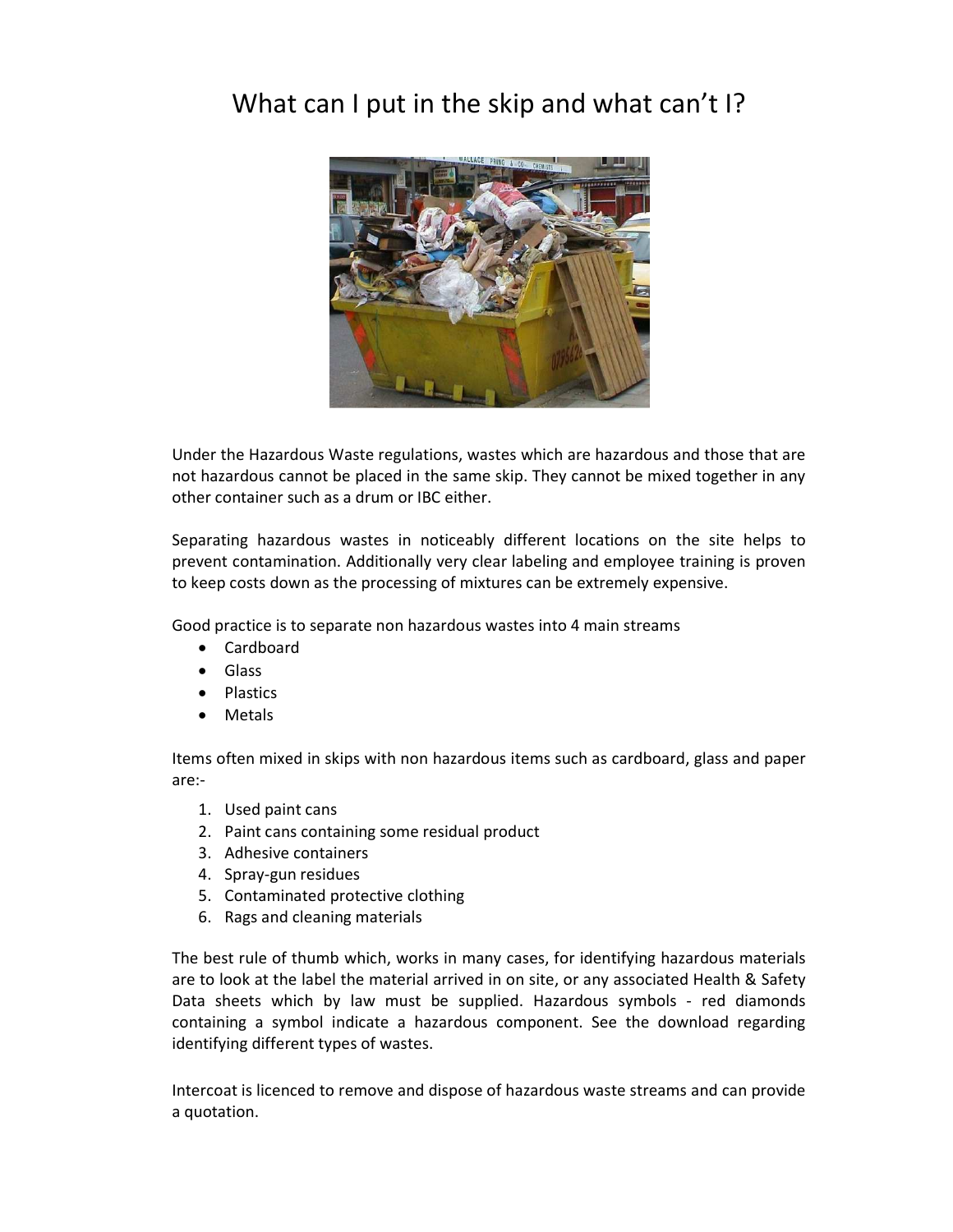# What can I put in the skip and what can't I?

Under the Hazardous Waste regulations, wastes which are hazardous and those that are not hazardous cannot be placed in the same skip. They cannot be mixed together in any other container such as a drum or IBC either.

Separating hazardous wastes in noticeably different locations on the site helps to prevent contamination. Additionally very clear labeling and employee training is proven to keep costs down as the processing of mixtures can be extremely expensive.

Good practice is to separate non hazardous wastes into 4 main streams

- Cardboard
- Glass
- Plastics
- Metals

Items often mixed in skips with non hazardous items such as cardboard, glass and paper are:-

1. Used paint cans
2. Paint cans containing some residual product
3. Adhesive containers
4. Spray-gun residues
5. Contaminated protective clothing
6. Rags and cleaning materials

The best rule of thumb which, works in many cases, for identifying hazardous materials are to look at the label the material arrived in on site, or any associated Health & Safety Data sheets which by law must be supplied. Hazardous symbols - red diamonds containing a symbol indicate a hazardous component. See the download regarding identifying different types of wastes.

Intercoat is licenced to remove and dispose of hazardous waste streams and can provide a quotation.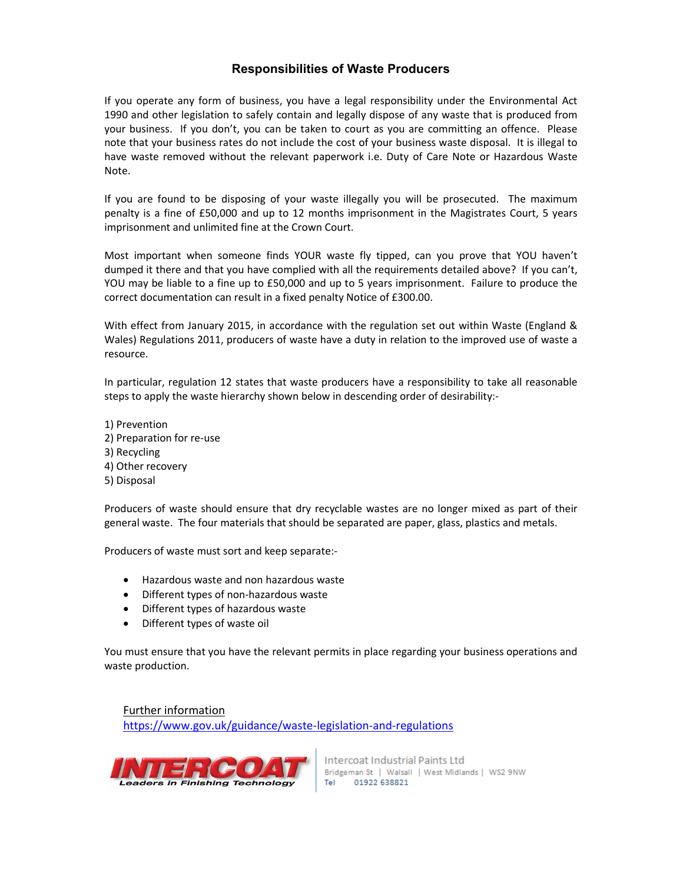## Responsibilities of Waste Producers

If you operate any form of business, you have a legal responsibility under the Environmental Act 1990 and other legislation to safely contain and legally dispose of any waste that is produced from your business. If you don't, you can be taken to court as you are committing an offence. Please note that your business rates do not include the cost of your business waste disposal. It is illegal to have waste removed without the relevant paperwork i.e. Duty of Care Note or Hazardous Waste Note.

If you are found to be disposing of your waste illegally you will be prosecuted. The maximum penalty is a fine of £50,000 and up to 12 months imprisonment in the Magistrates Court, 5 years imprisonment and unlimited fine at the Crown Court.

Most important when someone finds YOUR waste fly tipped, can you prove that YOU haven't dumped it there and that you have complied with all the requirements detailed above? If you can't, YOU may be liable to a fine up to £50,000 and up to 5 years imprisonment. Failure to produce the correct documentation can result in a fixed penalty Notice of £300.00.

With effect from January 2015, in accordance with the regulation set out within Waste (England & Wales) Regulations 2011, producers of waste have a duty in relation to the improved use of waste a resource.

In particular, regulation 12 states that waste producers have a responsibility to take all reasonable steps to apply the waste hierarchy shown below in descending order of desirability:-

1) Prevention
2) Preparation for re-use
3) Recycling
4) Other recovery
5) Disposal

Producers of waste should ensure that dry recyclable wastes are no longer mixed as part of their general waste. The four materials that should be separated are paper, glass, plastics and metals.

Producers of waste must sort and keep separate:-

- Hazardous waste and non hazardous waste
- Different types of non-hazardous waste
- Different types of hazardous waste
- Different types of waste oil

You must ensure that you have the relevant permits in place regarding your business operations and waste production.

Further information
https://www.gov.uk/guidance/waste-legislation-and-regulations

INTERCOAT
Leaders in Finishing Technology

Intercoat Industrial Paints Ltd
Bridgeman St | Walsall | West Midlands | WS2 9NW
Tel 01922 638821